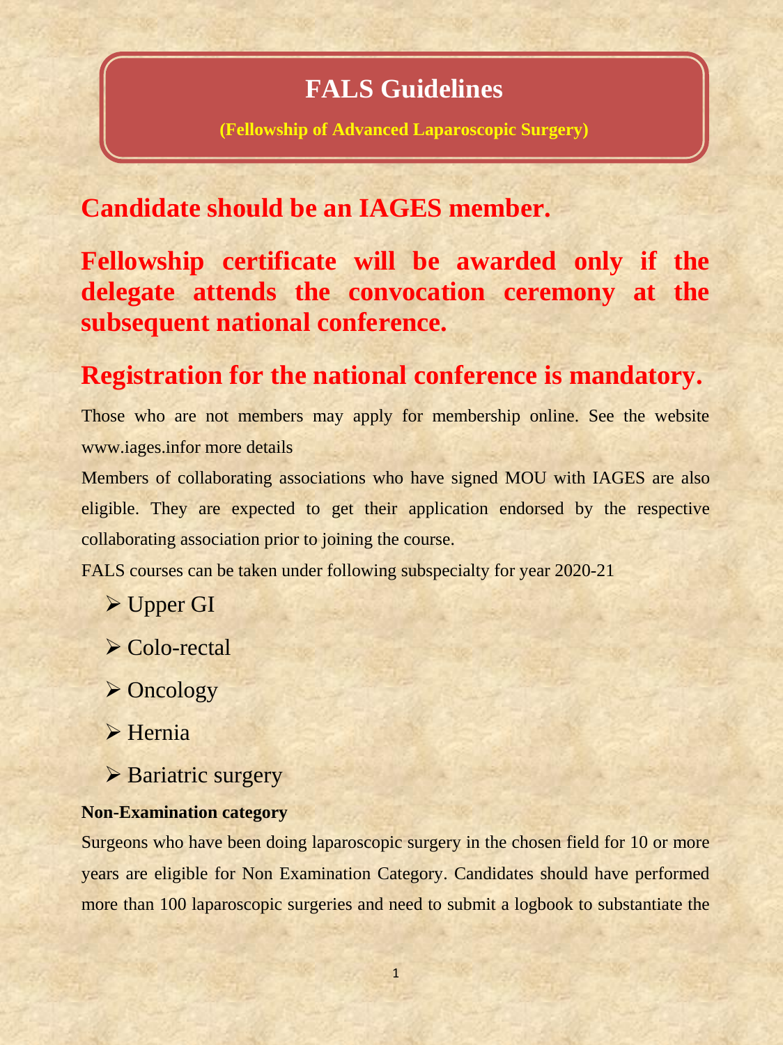# FALS Guidelines

**(Fellowship of Advanced Laparoscopic Surgery)**

## Candidate should be an IAGES member.

## Fellowship certificate will be awarded only if the delegate attends the convocation ceremony at the subsequent national conference.

## Registration for the national conference is mandatory.

Those who are not members may apply for membership online. See the website www.iages.infor more details

Members of collaborating associations who have signed MOU with IAGES are also eligible. They are expected to get their application endorsed by the respective collaborating association prior to joining the course.

FALS courses can be taken under following subspecialty for year 2020-21

- Upper GI
- Colo-rectal
- Oncology
- Hernia
- Bariatric surgery

**Non-Examination category**

Surgeons who have been doing laparoscopic surgery in the chosen field for 10 or more years are eligible for Non Examination Category. Candidates should have performed more than 100 laparoscopic surgeries and need to submit a logbook to substantiate the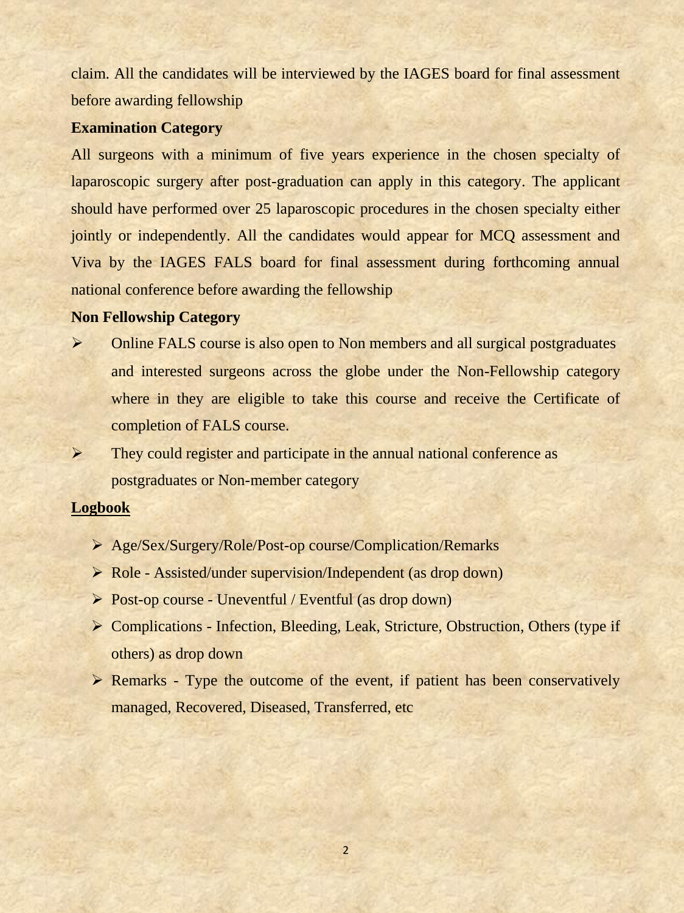claim. All the candidates will be interviewed by the IAGES board for final assessment before awarding fellowship

**Examination Category**

All surgeons with a minimum of five years experience in the chosen specialty of laparoscopic surgery after post-graduation can apply in this category. The applicant should have performed over 25 laparoscopic procedures in the chosen specialty either jointly or independently. All the candidates would appear for MCQ assessment and Viva by the IAGES FALS board for final assessment during forthcoming annual national conference before awarding the fellowship

**Non Fellowship Category**

- Online FALS course is also open to Non members and all surgical postgraduates and interested surgeons across the globe under the Non-Fellowship category where in they are eligible to take this course and receive the Certificate of completion of FALS course.
- They could register and participate in the annual national conference as postgraduates or Non-member category

**<u>Logbook</u>**

- Age/Sex/Surgery/Role/Post-op course/Complication/Remarks
- Role - Assisted/under supervision/Independent (as drop down)
- Post-op course - Uneventful / Eventful (as drop down)
- Complications - Infection, Bleeding, Leak, Stricture, Obstruction, Others (type if others) as drop down
- Remarks - Type the outcome of the event, if patient has been conservatively managed, Recovered, Diseased, Transferred, etc